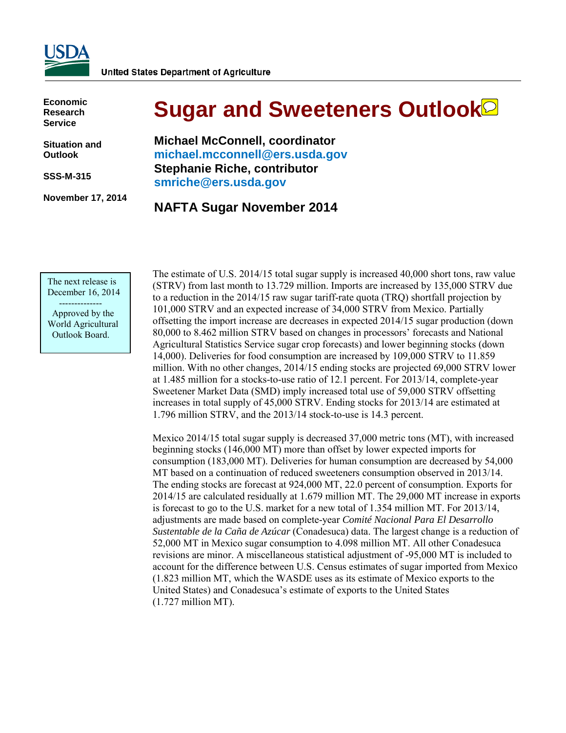United States Department of Agriculture

**Economic Research Service**

**Situation and Outlook**

**SSS-M-315**

**November 17, 2014**

# Sugar and Sweeteners Outlook

**Michael McConnell, coordinator**
**michael.mcconnell@ers.usda.gov**
**Stephanie Riche, contributor**
**smriche@ers.usda.gov**

## NAFTA Sugar November 2014

The next release is December 16, 2014

--------------

Approved by the World Agricultural Outlook Board.

The estimate of U.S. 2014/15 total sugar supply is increased 40,000 short tons, raw value (STRV) from last month to 13.729 million. Imports are increased by 135,000 STRV due to a reduction in the 2014/15 raw sugar tariff-rate quota (TRQ) shortfall projection by 101,000 STRV and an expected increase of 34,000 STRV from Mexico. Partially offsetting the import increase are decreases in expected 2014/15 sugar production (down 80,000 to 8.462 million STRV based on changes in processors' forecasts and National Agricultural Statistics Service sugar crop forecasts) and lower beginning stocks (down 14,000). Deliveries for food consumption are increased by 109,000 STRV to 11.859 million. With no other changes, 2014/15 ending stocks are projected 69,000 STRV lower at 1.485 million for a stocks-to-use ratio of 12.1 percent. For 2013/14, complete-year Sweetener Market Data (SMD) imply increased total use of 59,000 STRV offsetting increases in total supply of 45,000 STRV. Ending stocks for 2013/14 are estimated at 1.796 million STRV, and the 2013/14 stock-to-use is 14.3 percent.

Mexico 2014/15 total sugar supply is decreased 37,000 metric tons (MT), with increased beginning stocks (146,000 MT) more than offset by lower expected imports for consumption (183,000 MT). Deliveries for human consumption are decreased by 54,000 MT based on a continuation of reduced sweeteners consumption observed in 2013/14. The ending stocks are forecast at 924,000 MT, 22.0 percent of consumption. Exports for 2014/15 are calculated residually at 1.679 million MT. The 29,000 MT increase in exports is forecast to go to the U.S. market for a new total of 1.354 million MT. For 2013/14, adjustments are made based on complete-year *Comité Nacional Para El Desarrollo Sustentable de la Caña de Azúcar* (Conadesuca) data. The largest change is a reduction of 52,000 MT in Mexico sugar consumption to 4.098 million MT. All other Conadesuca revisions are minor. A miscellaneous statistical adjustment of -95,000 MT is included to account for the difference between U.S. Census estimates of sugar imported from Mexico (1.823 million MT, which the WASDE uses as its estimate of Mexico exports to the United States) and Conadesuca's estimate of exports to the United States (1.727 million MT).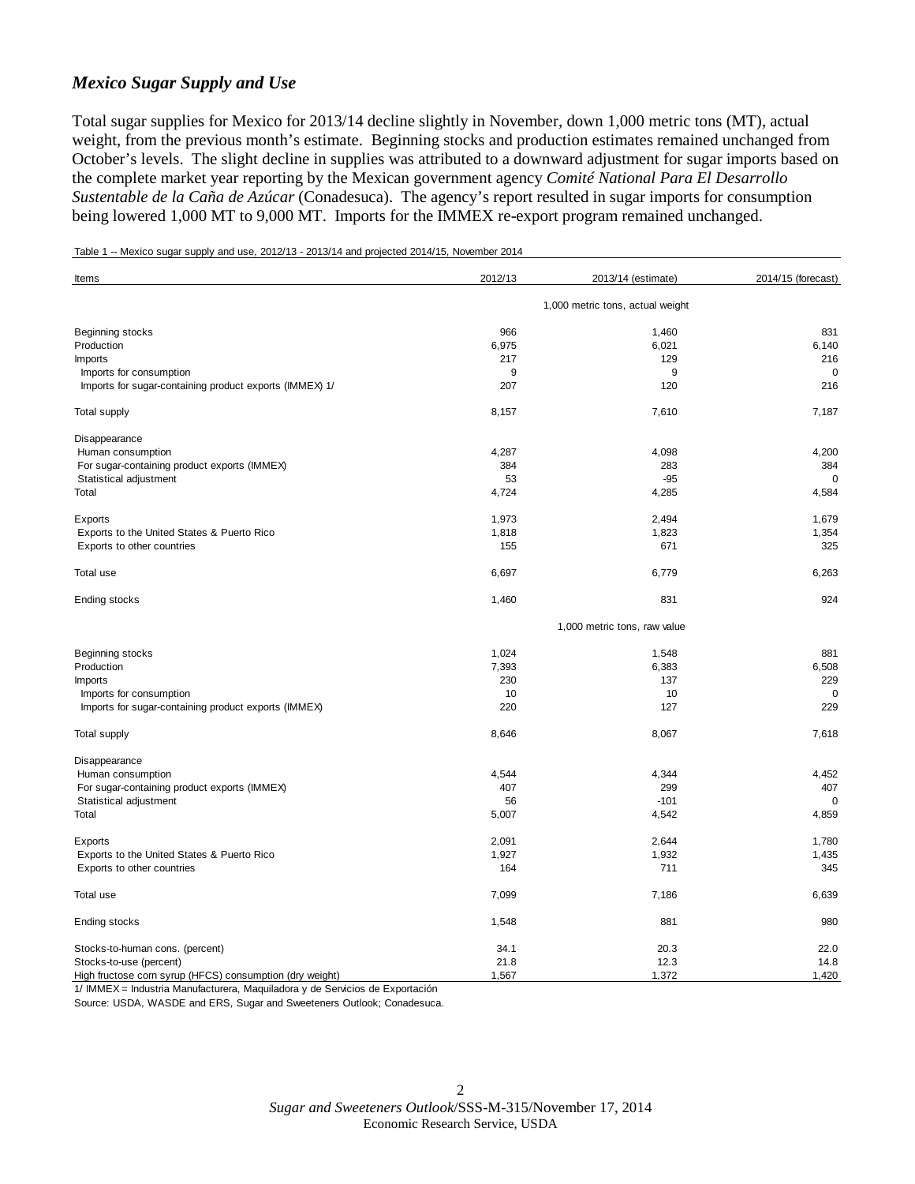## *Mexico Sugar Supply and Use*

Total sugar supplies for Mexico for 2013/14 decline slightly in November, down 1,000 metric tons (MT), actual weight, from the previous month's estimate. Beginning stocks and production estimates remained unchanged from October's levels. The slight decline in supplies was attributed to a downward adjustment for sugar imports based on the complete market year reporting by the Mexican government agency *Comité National Para El Desarrollo Sustentable de la Caña de Azúcar* (Conadesuca). The agency's report resulted in sugar imports for consumption being lowered 1,000 MT to 9,000 MT. Imports for the IMMEX re-export program remained unchanged.

Table 1 -- Mexico sugar supply and use, 2012/13 - 2013/14 and projected 2014/15, November 2014

| Items | 2012/13 | 2013/14 (estimate) | 2014/15 (forecast) |
|---|---|---|---|
| | | 1,000 metric tons, actual weight | |
| Beginning stocks | 966 | 1,460 | 831 |
| Production | 6,975 | 6,021 | 6,140 |
| Imports | 217 | 129 | 216 |
| Imports for consumption | 9 | 9 | 0 |
| Imports for sugar-containing product exports (IMMEX) 1/ | 207 | 120 | 216 |
| Total supply | 8,157 | 7,610 | 7,187 |
| Disappearance | | | |
| Human consumption | 4,287 | 4,098 | 4,200 |
| For sugar-containing product exports (IMMEX) | 384 | 283 | 384 |
| Statistical adjustment | 53 | -95 | 0 |
| Total | 4,724 | 4,285 | 4,584 |
| Exports | 1,973 | 2,494 | 1,679 |
| Exports to the United States & Puerto Rico | 1,818 | 1,823 | 1,354 |
| Exports to other countries | 155 | 671 | 325 |
| Total use | 6,697 | 6,779 | 6,263 |
| Ending stocks | 1,460 | 831 | 924 |
| | | 1,000 metric tons, raw value | |
| Beginning stocks | 1,024 | 1,548 | 881 |
| Production | 7,393 | 6,383 | 6,508 |
| Imports | 230 | 137 | 229 |
| Imports for consumption | 10 | 10 | 0 |
| Imports for sugar-containing product exports (IMMEX) | 220 | 127 | 229 |
| Total supply | 8,646 | 8,067 | 7,618 |
| Disappearance | | | |
| Human consumption | 4,544 | 4,344 | 4,452 |
| For sugar-containing product exports (IMMEX) | 407 | 299 | 407 |
| Statistical adjustment | 56 | -101 | 0 |
| Total | 5,007 | 4,542 | 4,859 |
| Exports | 2,091 | 2,644 | 1,780 |
| Exports to the United States & Puerto Rico | 1,927 | 1,932 | 1,435 |
| Exports to other countries | 164 | 711 | 345 |
| Total use | 7,099 | 7,186 | 6,639 |
| Ending stocks | 1,548 | 881 | 980 |
| Stocks-to-human cons. (percent) | 34.1 | 20.3 | 22.0 |
| Stocks-to-use (percent) | 21.8 | 12.3 | 14.8 |
| High fructose corn syrup (HFCS) consumption (dry weight) | 1,567 | 1,372 | 1,420 |

1/ IMMEX = Industria Manufacturera, Maquiladora y de Servicios de Exportación

Source: USDA, WASDE and ERS, Sugar and Sweeteners Outlook; Conadesuca.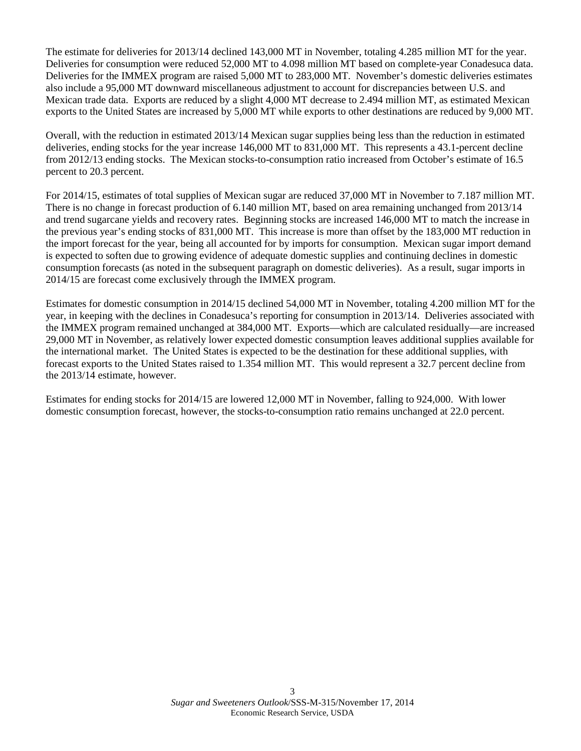The estimate for deliveries for 2013/14 declined 143,000 MT in November, totaling 4.285 million MT for the year. Deliveries for consumption were reduced 52,000 MT to 4.098 million MT based on complete-year Conadesuca data. Deliveries for the IMMEX program are raised 5,000 MT to 283,000 MT. November's domestic deliveries estimates also include a 95,000 MT downward miscellaneous adjustment to account for discrepancies between U.S. and Mexican trade data. Exports are reduced by a slight 4,000 MT decrease to 2.494 million MT, as estimated Mexican exports to the United States are increased by 5,000 MT while exports to other destinations are reduced by 9,000 MT.

Overall, with the reduction in estimated 2013/14 Mexican sugar supplies being less than the reduction in estimated deliveries, ending stocks for the year increase 146,000 MT to 831,000 MT. This represents a 43.1-percent decline from 2012/13 ending stocks. The Mexican stocks-to-consumption ratio increased from October's estimate of 16.5 percent to 20.3 percent.

For 2014/15, estimates of total supplies of Mexican sugar are reduced 37,000 MT in November to 7.187 million MT. There is no change in forecast production of 6.140 million MT, based on area remaining unchanged from 2013/14 and trend sugarcane yields and recovery rates. Beginning stocks are increased 146,000 MT to match the increase in the previous year's ending stocks of 831,000 MT. This increase is more than offset by the 183,000 MT reduction in the import forecast for the year, being all accounted for by imports for consumption. Mexican sugar import demand is expected to soften due to growing evidence of adequate domestic supplies and continuing declines in domestic consumption forecasts (as noted in the subsequent paragraph on domestic deliveries). As a result, sugar imports in 2014/15 are forecast come exclusively through the IMMEX program.

Estimates for domestic consumption in 2014/15 declined 54,000 MT in November, totaling 4.200 million MT for the year, in keeping with the declines in Conadesuca's reporting for consumption in 2013/14. Deliveries associated with the IMMEX program remained unchanged at 384,000 MT. Exports—which are calculated residually—are increased 29,000 MT in November, as relatively lower expected domestic consumption leaves additional supplies available for the international market. The United States is expected to be the destination for these additional supplies, with forecast exports to the United States raised to 1.354 million MT. This would represent a 32.7 percent decline from the 2013/14 estimate, however.

Estimates for ending stocks for 2014/15 are lowered 12,000 MT in November, falling to 924,000. With lower domestic consumption forecast, however, the stocks-to-consumption ratio remains unchanged at 22.0 percent.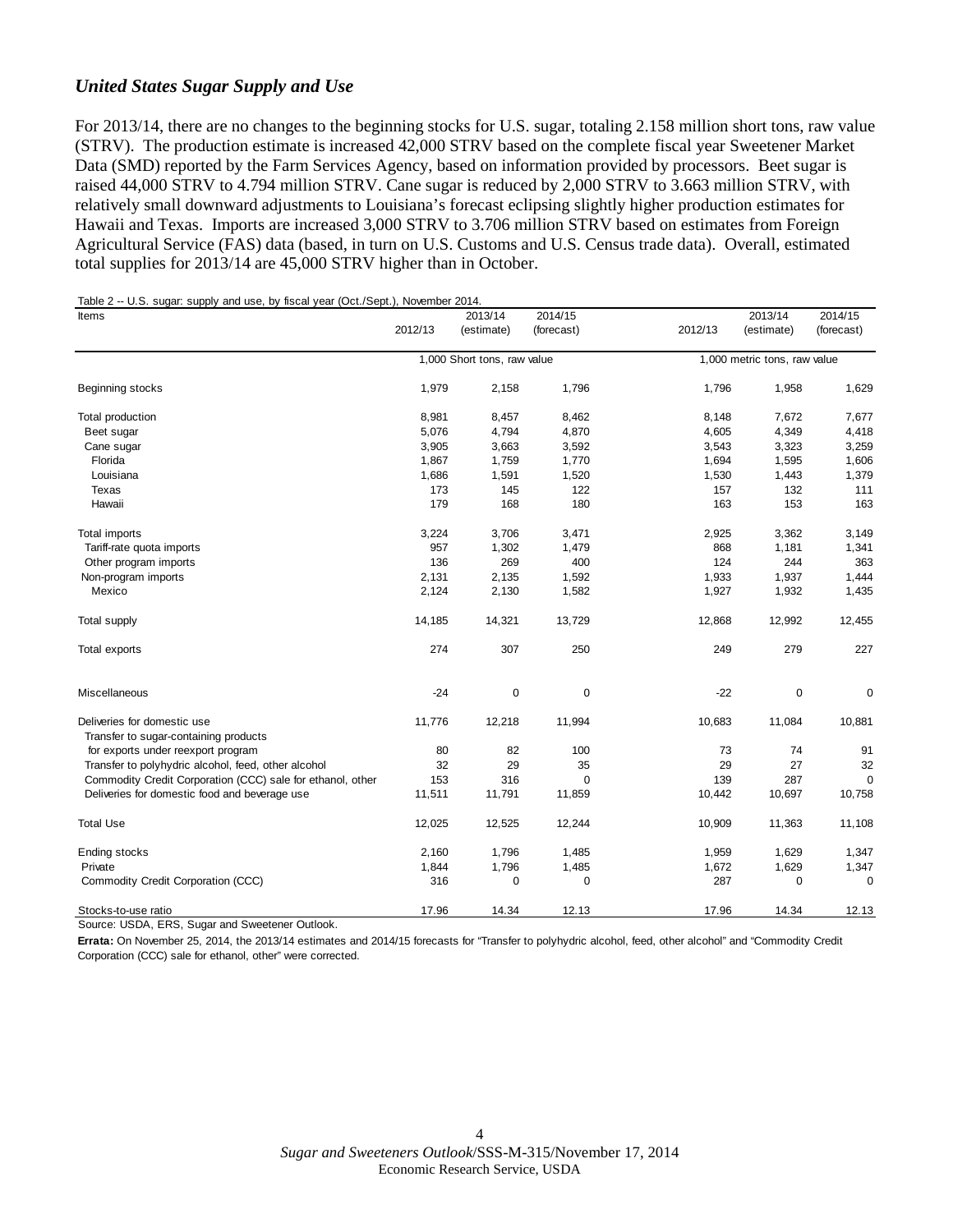## *United States Sugar Supply and Use*

For 2013/14, there are no changes to the beginning stocks for U.S. sugar, totaling 2.158 million short tons, raw value (STRV). The production estimate is increased 42,000 STRV based on the complete fiscal year Sweetener Market Data (SMD) reported by the Farm Services Agency, based on information provided by processors. Beet sugar is raised 44,000 STRV to 4.794 million STRV. Cane sugar is reduced by 2,000 STRV to 3.663 million STRV, with relatively small downward adjustments to Louisiana's forecast eclipsing slightly higher production estimates for Hawaii and Texas. Imports are increased 3,000 STRV to 3.706 million STRV based on estimates from Foreign Agricultural Service (FAS) data (based, in turn on U.S. Customs and U.S. Census trade data). Overall, estimated total supplies for 2013/14 are 45,000 STRV higher than in October.

Table 2 -- U.S. sugar: supply and use, by fiscal year (Oct./Sept.), November 2014.

| Items | 2012/13 | 2013/14 (estimate) | 2014/15 (forecast) | 2012/13 | 2013/14 (estimate) | 2014/15 (forecast) |
|---|---|---|---|---|---|---|
| | 1,000 Short tons, raw value | | | 1,000 metric tons, raw value | | |
| Beginning stocks | 1,979 | 2,158 | 1,796 | 1,796 | 1,958 | 1,629 |
| Total production | 8,981 | 8,457 | 8,462 | 8,148 | 7,672 | 7,677 |
| Beet sugar | 5,076 | 4,794 | 4,870 | 4,605 | 4,349 | 4,418 |
| Cane sugar | 3,905 | 3,663 | 3,592 | 3,543 | 3,323 | 3,259 |
| Florida | 1,867 | 1,759 | 1,770 | 1,694 | 1,595 | 1,606 |
| Louisiana | 1,686 | 1,591 | 1,520 | 1,530 | 1,443 | 1,379 |
| Texas | 173 | 145 | 122 | 157 | 132 | 111 |
| Hawaii | 179 | 168 | 180 | 163 | 153 | 163 |
| Total imports | 3,224 | 3,706 | 3,471 | 2,925 | 3,362 | 3,149 |
| Tariff-rate quota imports | 957 | 1,302 | 1,479 | 868 | 1,181 | 1,341 |
| Other program imports | 136 | 269 | 400 | 124 | 244 | 363 |
| Non-program imports | 2,131 | 2,135 | 1,592 | 1,933 | 1,937 | 1,444 |
| Mexico | 2,124 | 2,130 | 1,582 | 1,927 | 1,932 | 1,435 |
| Total supply | 14,185 | 14,321 | 13,729 | 12,868 | 12,992 | 12,455 |
| Total exports | 274 | 307 | 250 | 249 | 279 | 227 |
| Miscellaneous | -24 | 0 | 0 | -22 | 0 | 0 |
| Deliveries for domestic use | 11,776 | 12,218 | 11,994 | 10,683 | 11,084 | 10,881 |
| Transfer to sugar-containing products for exports under reexport program | 80 | 82 | 100 | 73 | 74 | 91 |
| Transfer to polyhydric alcohol, feed, other alcohol | 32 | 29 | 35 | 29 | 27 | 32 |
| Commodity Credit Corporation (CCC) sale for ethanol, other | 153 | 316 | 0 | 139 | 287 | 0 |
| Deliveries for domestic food and beverage use | 11,511 | 11,791 | 11,859 | 10,442 | 10,697 | 10,758 |
| Total Use | 12,025 | 12,525 | 12,244 | 10,909 | 11,363 | 11,108 |
| Ending stocks | 2,160 | 1,796 | 1,485 | 1,959 | 1,629 | 1,347 |
| Private | 1,844 | 1,796 | 1,485 | 1,672 | 1,629 | 1,347 |
| Commodity Credit Corporation (CCC) | 316 | 0 | 0 | 287 | 0 | 0 |
| Stocks-to-use ratio | 17.96 | 14.34 | 12.13 | 17.96 | 14.34 | 12.13 |

Source: USDA, ERS, Sugar and Sweetener Outlook.

**Errata:** On November 25, 2014, the 2013/14 estimates and 2014/15 forecasts for "Transfer to polyhydric alcohol, feed, other alcohol" and "Commodity Credit Corporation (CCC) sale for ethanol, other" were corrected.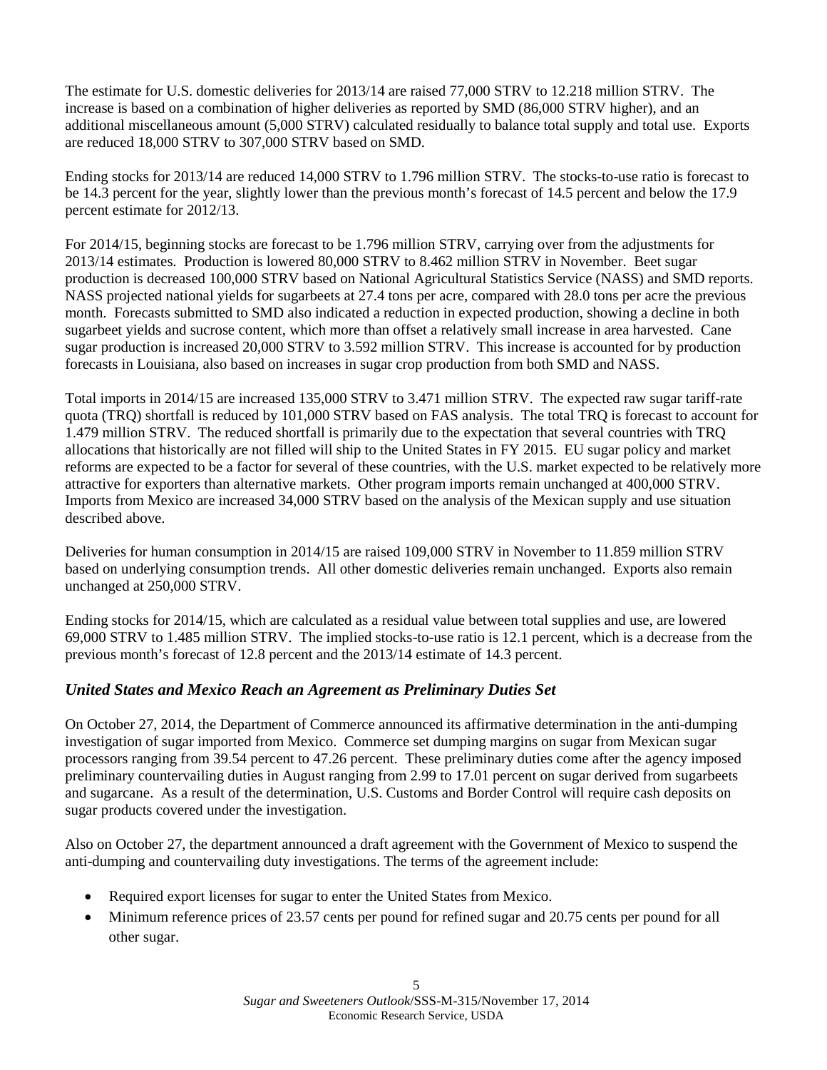The estimate for U.S. domestic deliveries for 2013/14 are raised 77,000 STRV to 12.218 million STRV. The increase is based on a combination of higher deliveries as reported by SMD (86,000 STRV higher), and an additional miscellaneous amount (5,000 STRV) calculated residually to balance total supply and total use. Exports are reduced 18,000 STRV to 307,000 STRV based on SMD.

Ending stocks for 2013/14 are reduced 14,000 STRV to 1.796 million STRV. The stocks-to-use ratio is forecast to be 14.3 percent for the year, slightly lower than the previous month's forecast of 14.5 percent and below the 17.9 percent estimate for 2012/13.

For 2014/15, beginning stocks are forecast to be 1.796 million STRV, carrying over from the adjustments for 2013/14 estimates. Production is lowered 80,000 STRV to 8.462 million STRV in November. Beet sugar production is decreased 100,000 STRV based on National Agricultural Statistics Service (NASS) and SMD reports. NASS projected national yields for sugarbeets at 27.4 tons per acre, compared with 28.0 tons per acre the previous month. Forecasts submitted to SMD also indicated a reduction in expected production, showing a decline in both sugarbeet yields and sucrose content, which more than offset a relatively small increase in area harvested. Cane sugar production is increased 20,000 STRV to 3.592 million STRV. This increase is accounted for by production forecasts in Louisiana, also based on increases in sugar crop production from both SMD and NASS.

Total imports in 2014/15 are increased 135,000 STRV to 3.471 million STRV. The expected raw sugar tariff-rate quota (TRQ) shortfall is reduced by 101,000 STRV based on FAS analysis. The total TRQ is forecast to account for 1.479 million STRV. The reduced shortfall is primarily due to the expectation that several countries with TRQ allocations that historically are not filled will ship to the United States in FY 2015. EU sugar policy and market reforms are expected to be a factor for several of these countries, with the U.S. market expected to be relatively more attractive for exporters than alternative markets. Other program imports remain unchanged at 400,000 STRV. Imports from Mexico are increased 34,000 STRV based on the analysis of the Mexican supply and use situation described above.

Deliveries for human consumption in 2014/15 are raised 109,000 STRV in November to 11.859 million STRV based on underlying consumption trends. All other domestic deliveries remain unchanged. Exports also remain unchanged at 250,000 STRV.

Ending stocks for 2014/15, which are calculated as a residual value between total supplies and use, are lowered 69,000 STRV to 1.485 million STRV. The implied stocks-to-use ratio is 12.1 percent, which is a decrease from the previous month's forecast of 12.8 percent and the 2013/14 estimate of 14.3 percent.

### *United States and Mexico Reach an Agreement as Preliminary Duties Set*

On October 27, 2014, the Department of Commerce announced its affirmative determination in the anti-dumping investigation of sugar imported from Mexico. Commerce set dumping margins on sugar from Mexican sugar processors ranging from 39.54 percent to 47.26 percent. These preliminary duties come after the agency imposed preliminary countervailing duties in August ranging from 2.99 to 17.01 percent on sugar derived from sugarbeets and sugarcane. As a result of the determination, U.S. Customs and Border Control will require cash deposits on sugar products covered under the investigation.

Also on October 27, the department announced a draft agreement with the Government of Mexico to suspend the anti-dumping and countervailing duty investigations. The terms of the agreement include:

- Required export licenses for sugar to enter the United States from Mexico.
- Minimum reference prices of 23.57 cents per pound for refined sugar and 20.75 cents per pound for all other sugar.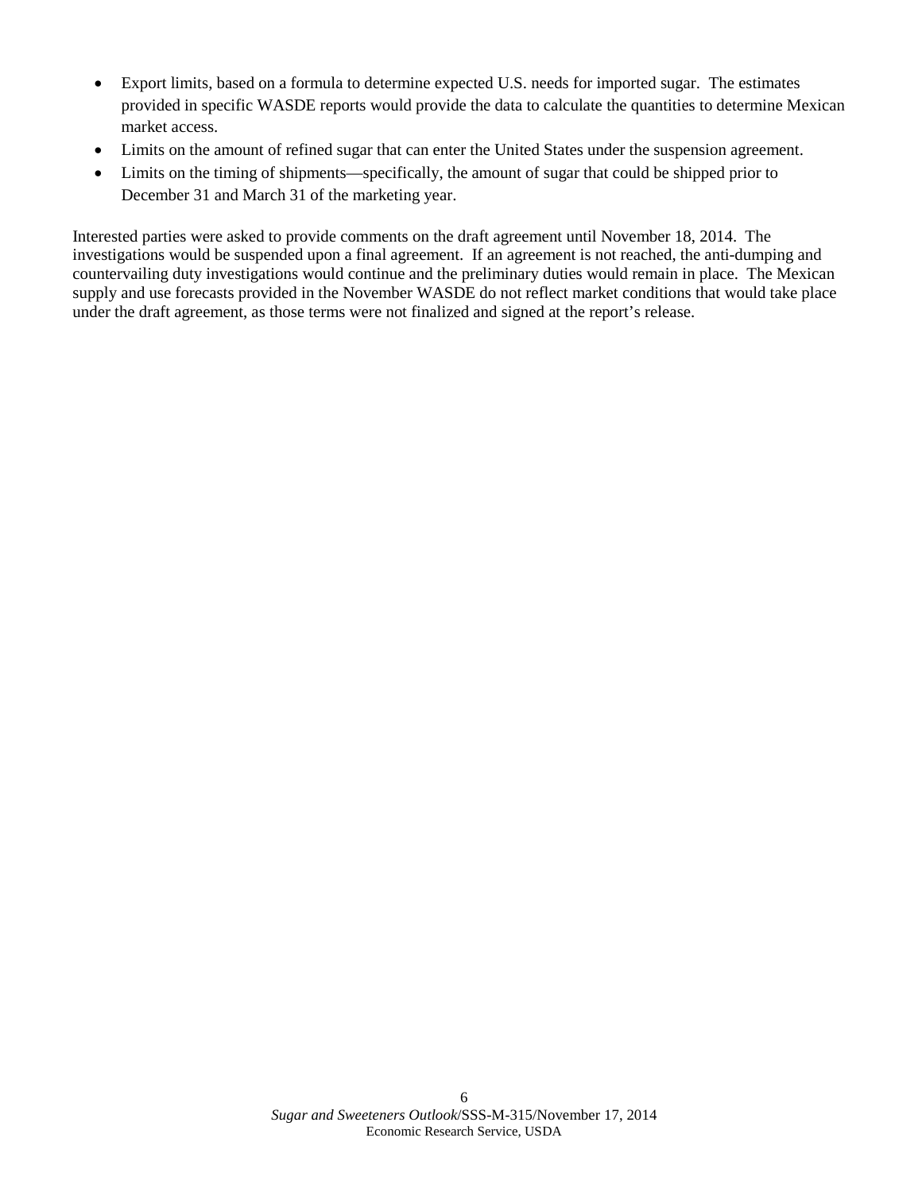- Export limits, based on a formula to determine expected U.S. needs for imported sugar. The estimates provided in specific WASDE reports would provide the data to calculate the quantities to determine Mexican market access.
- Limits on the amount of refined sugar that can enter the United States under the suspension agreement.
- Limits on the timing of shipments—specifically, the amount of sugar that could be shipped prior to December 31 and March 31 of the marketing year.

Interested parties were asked to provide comments on the draft agreement until November 18, 2014. The investigations would be suspended upon a final agreement. If an agreement is not reached, the anti-dumping and countervailing duty investigations would continue and the preliminary duties would remain in place. The Mexican supply and use forecasts provided in the November WASDE do not reflect market conditions that would take place under the draft agreement, as those terms were not finalized and signed at the report's release.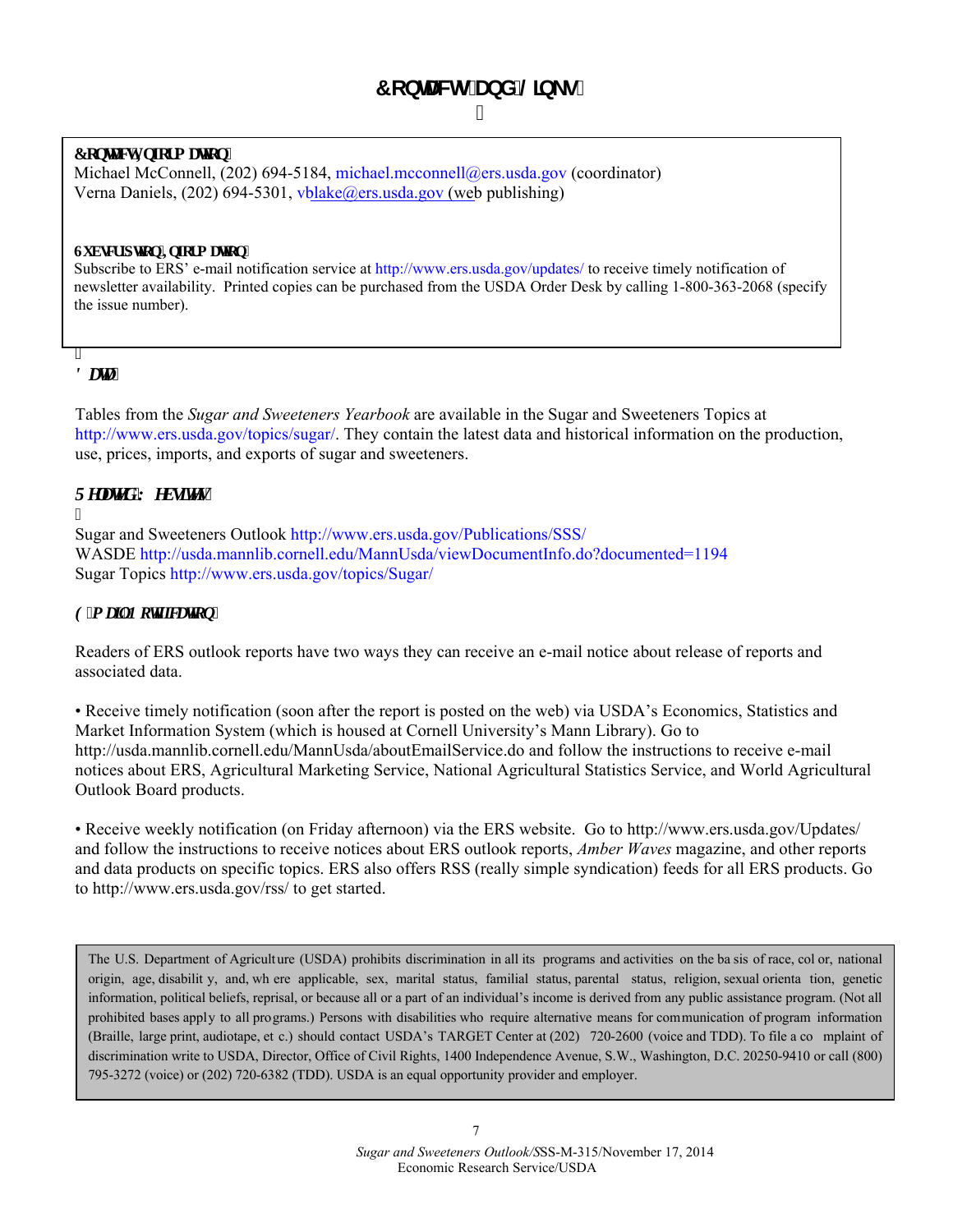# Contact and Links

**Contact Information**
Michael McConnell, (202) 694-5184, michael.mcconnell@ers.usda.gov (coordinator)
Verna Daniels, (202) 694-5301, vblake@ers.usda.gov (web publishing)

**Subscription Information**
Subscribe to ERS' e-mail notification service at http://www.ers.usda.gov/updates/ to receive timely notification of newsletter availability. Printed copies can be purchased from the USDA Order Desk by calling 1-800-363-2068 (specify the issue number).

## Data

Tables from the *Sugar and Sweeteners Yearbook* are available in the Sugar and Sweeteners Topics at http://www.ers.usda.gov/topics/sugar/. They contain the latest data and historical information on the production, use, prices, imports, and exports of sugar and sweeteners.

## Related Websites

Sugar and Sweeteners Outlook http://www.ers.usda.gov/Publications/SSS/
WASDE http://usda.mannlib.cornell.edu/MannUsda/viewDocumentInfo.do?documented=1194
Sugar Topics http://www.ers.usda.gov/topics/Sugar/

## E-mail Notification

Readers of ERS outlook reports have two ways they can receive an e-mail notice about release of reports and associated data.

• Receive timely notification (soon after the report is posted on the web) via USDA's Economics, Statistics and Market Information System (which is housed at Cornell University's Mann Library). Go to http://usda.mannlib.cornell.edu/MannUsda/aboutEmailService.do and follow the instructions to receive e-mail notices about ERS, Agricultural Marketing Service, National Agricultural Statistics Service, and World Agricultural Outlook Board products.

• Receive weekly notification (on Friday afternoon) via the ERS website. Go to http://www.ers.usda.gov/Updates/ and follow the instructions to receive notices about ERS outlook reports, *Amber Waves* magazine, and other reports and data products on specific topics. ERS also offers RSS (really simple syndication) feeds for all ERS products. Go to http://www.ers.usda.gov/rss/ to get started.

The U.S. Department of Agriculture (USDA) prohibits discrimination in all its programs and activities on the basis of race, color, national origin, age, disability, and, where applicable, sex, marital status, familial status, parental status, religion, sexual orientation, genetic information, political beliefs, reprisal, or because all or a part of an individual's income is derived from any public assistance program. (Not all prohibited bases apply to all programs.) Persons with disabilities who require alternative means for communication of program information (Braille, large print, audiotape, etc.) should contact USDA's TARGET Center at (202) 720-2600 (voice and TDD). To file a complaint of discrimination write to USDA, Director, Office of Civil Rights, 1400 Independence Avenue, S.W., Washington, D.C. 20250-9410 or call (800) 795-3272 (voice) or (202) 720-6382 (TDD). USDA is an equal opportunity provider and employer.